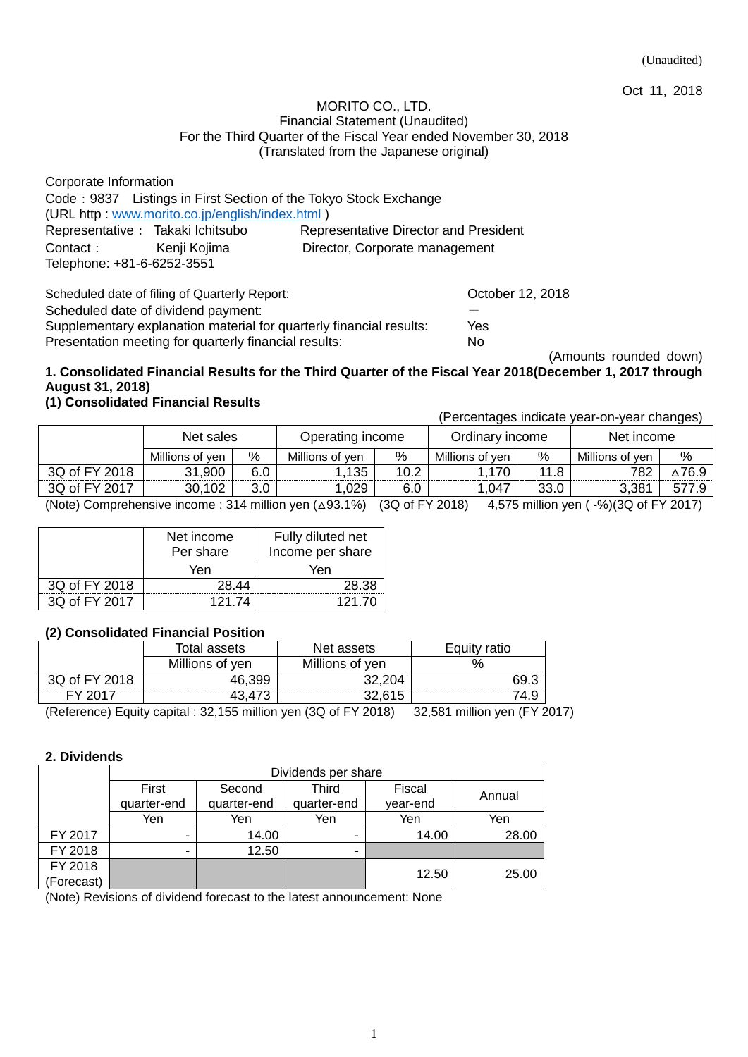(Unaudited)

Oct 11, 2018

MORITO CO., LTD.
Financial Statement (Unaudited)
For the Third Quarter of the Fiscal Year ended November 30, 2018
(Translated from the Japanese original)

Corporate Information
Code：9837　Listings in First Section of the Tokyo Stock Exchange
(URL http : www.morito.co.jp/english/index.html )
Representative： Takaki Ichitsubo　　Representative Director and President
Contact： Kenji Kojima　　Director, Corporate management
Telephone: +81-6-6252-3551

| | |
|---|---|
| Scheduled date of filing of Quarterly Report: | October 12, 2018 |
| Scheduled date of dividend payment: | ― |
| Supplementary explanation material for quarterly financial results: | Yes |
| Presentation meeting for quarterly financial results: | No |

(Amounts rounded down)

## 1. Consolidated Financial Results for the Third Quarter of the Fiscal Year 2018(December 1, 2017 through August 31, 2018)

### (1) Consolidated Financial Results

(Percentages indicate year-on-year changes)

| | Net sales | | Operating income | | Ordinary income | | Net income | |
|---|---|---|---|---|---|---|---|---|
| | Millions of yen | % | Millions of yen | % | Millions of yen | % | Millions of yen | % |
| 3Q of FY 2018 | 31,900 | 6.0 | 1,135 | 10.2 | 1,170 | 11.8 | 782 | △76.9 |
| 3Q of FY 2017 | 30,102 | 3.0 | 1,029 | 6.0 | 1,047 | 33.0 | 3,381 | 577.9 |

(Note) Comprehensive income : 314 million yen (△93.1%)　(3Q of FY 2018)　4,575 million yen ( -%)(3Q of FY 2017)

| | Net income Per share | Fully diluted net Income per share |
|---|---|---|
| | Yen | Yen |
| 3Q of FY 2018 | 28.44 | 28.38 |
| 3Q of FY 2017 | 121.74 | 121.70 |

### (2) Consolidated Financial Position

| | Total assets | Net assets | Equity ratio |
|---|---|---|---|
| | Millions of yen | Millions of yen | % |
| 3Q of FY 2018 | 46,399 | 32,204 | 69.3 |
| FY 2017 | 43,473 | 32,615 | 74.9 |

(Reference) Equity capital : 32,155 million yen (3Q of FY 2018)　32,581 million yen (FY 2017)

## 2. Dividends

| | Dividends per share | | | | |
|---|---|---|---|---|---|
| | First quarter-end | Second quarter-end | Third quarter-end | Fiscal year-end | Annual |
| | Yen | Yen | Yen | Yen | Yen |
| FY 2017 | - | 14.00 | - | 14.00 | 28.00 |
| FY 2018 | - | 12.50 | - | | |
| FY 2018 (Forecast) | | | | 12.50 | 25.00 |

(Note) Revisions of dividend forecast to the latest announcement: None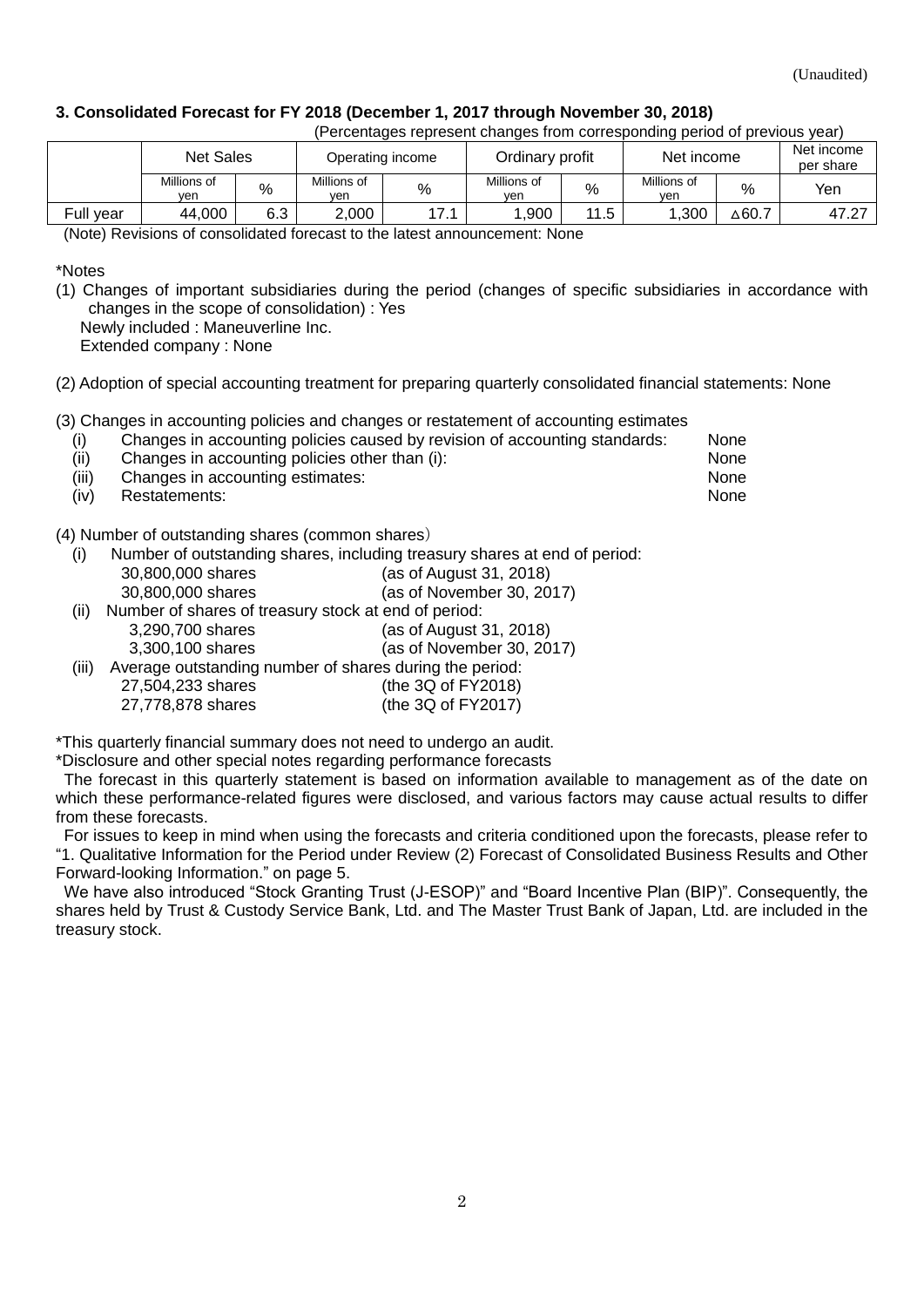(Unaudited)

### 3. Consolidated Forecast for FY 2018 (December 1, 2017 through November 30, 2018)

(Percentages represent changes from corresponding period of previous year)

| | Net Sales | | Operating income | | Ordinary profit | | Net income | | Net income per share |
|---|---|---|---|---|---|---|---|---|---|
| | Millions of yen | % | Millions of yen | % | Millions of yen | % | Millions of yen | % | Yen |
| Full year | 44,000 | 6.3 | 2,000 | 17.1 | 1,900 | 11.5 | 1,300 | △60.7 | 47.27 |

(Note) Revisions of consolidated forecast to the latest announcement: None

*Notes

(1) Changes of important subsidiaries during the period (changes of specific subsidiaries in accordance with changes in the scope of consolidation) : Yes
Newly included : Maneuverline Inc.
Extended company : None

(2) Adoption of special accounting treatment for preparing quarterly consolidated financial statements: None

(3) Changes in accounting policies and changes or restatement of accounting estimates

- (i) Changes in accounting policies caused by revision of accounting standards: None
- (ii) Changes in accounting policies other than (i): None
- (iii) Changes in accounting estimates: None
- (iv) Restatements: None

(4) Number of outstanding shares (common shares)

- (i) Number of outstanding shares, including treasury shares at end of period:
  - 30,800,000 shares (as of August 31, 2018)
  - 30,800,000 shares (as of November 30, 2017)
- (ii) Number of shares of treasury stock at end of period:
  - 3,290,700 shares (as of August 31, 2018)
  - 3,300,100 shares (as of November 30, 2017)
- (iii) Average outstanding number of shares during the period:
  - 27,504,233 shares (the 3Q of FY2018)
  - 27,778,878 shares (the 3Q of FY2017)

*This quarterly financial summary does not need to undergo an audit.

*Disclosure and other special notes regarding performance forecasts

The forecast in this quarterly statement is based on information available to management as of the date on which these performance-related figures were disclosed, and various factors may cause actual results to differ from these forecasts.

For issues to keep in mind when using the forecasts and criteria conditioned upon the forecasts, please refer to "1. Qualitative Information for the Period under Review (2) Forecast of Consolidated Business Results and Other Forward-looking Information." on page 5.

We have also introduced "Stock Granting Trust (J-ESOP)" and "Board Incentive Plan (BIP)". Consequently, the shares held by Trust & Custody Service Bank, Ltd. and The Master Trust Bank of Japan, Ltd. are included in the treasury stock.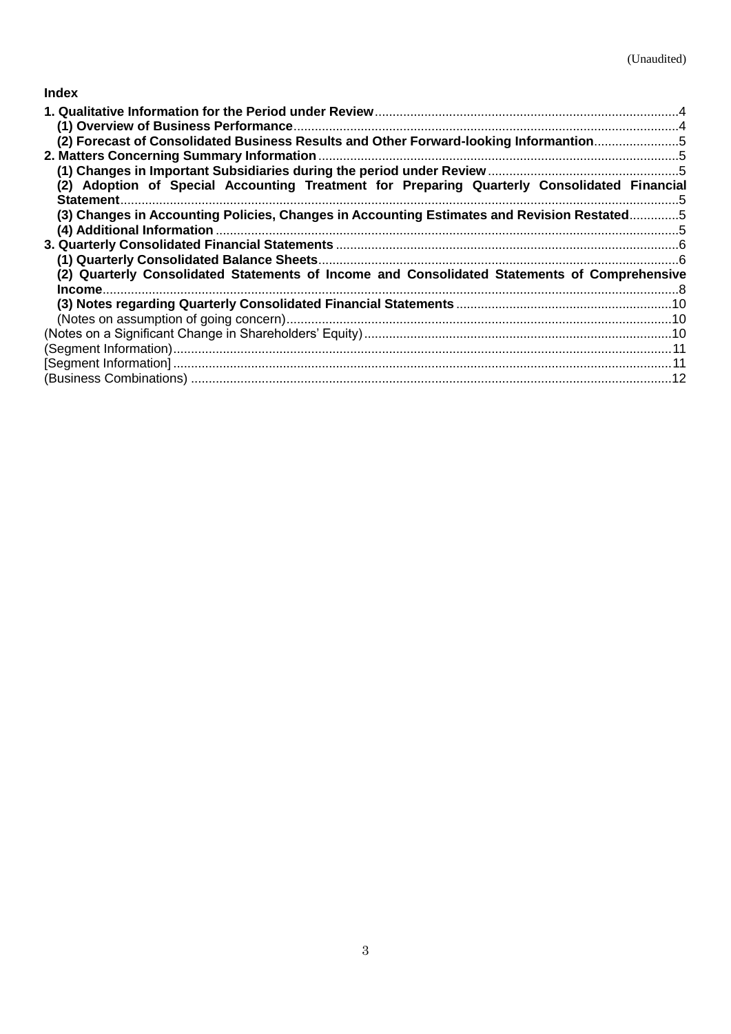(Unaudited)

**Index**

**1. Qualitative Information for the Period under Review**.....4
**(1) Overview of Business Performance**.....4
**(2) Forecast of Consolidated Business Results and Other Forward-looking Informantion**.....5
**2. Matters Concerning Summary Information**.....5
**(1) Changes in Important Subsidiaries during the period under Review**.....5
**(2) Adoption of Special Accounting Treatment for Preparing Quarterly Consolidated Financial Statement**.....5
**(3) Changes in Accounting Policies, Changes in Accounting Estimates and Revision Restated**.....5
**(4) Additional Information**.....5
**3. Quarterly Consolidated Financial Statements**.....6
**(1) Quarterly Consolidated Balance Sheets**.....6
**(2) Quarterly Consolidated Statements of Income and Consolidated Statements of Comprehensive Income**.....8
**(3) Notes regarding Quarterly Consolidated Financial Statements**.....10
(Notes on assumption of going concern).....10
(Notes on a Significant Change in Shareholders' Equity).....10
(Segment Information).....11
[Segment Information].....11
(Business Combinations).....12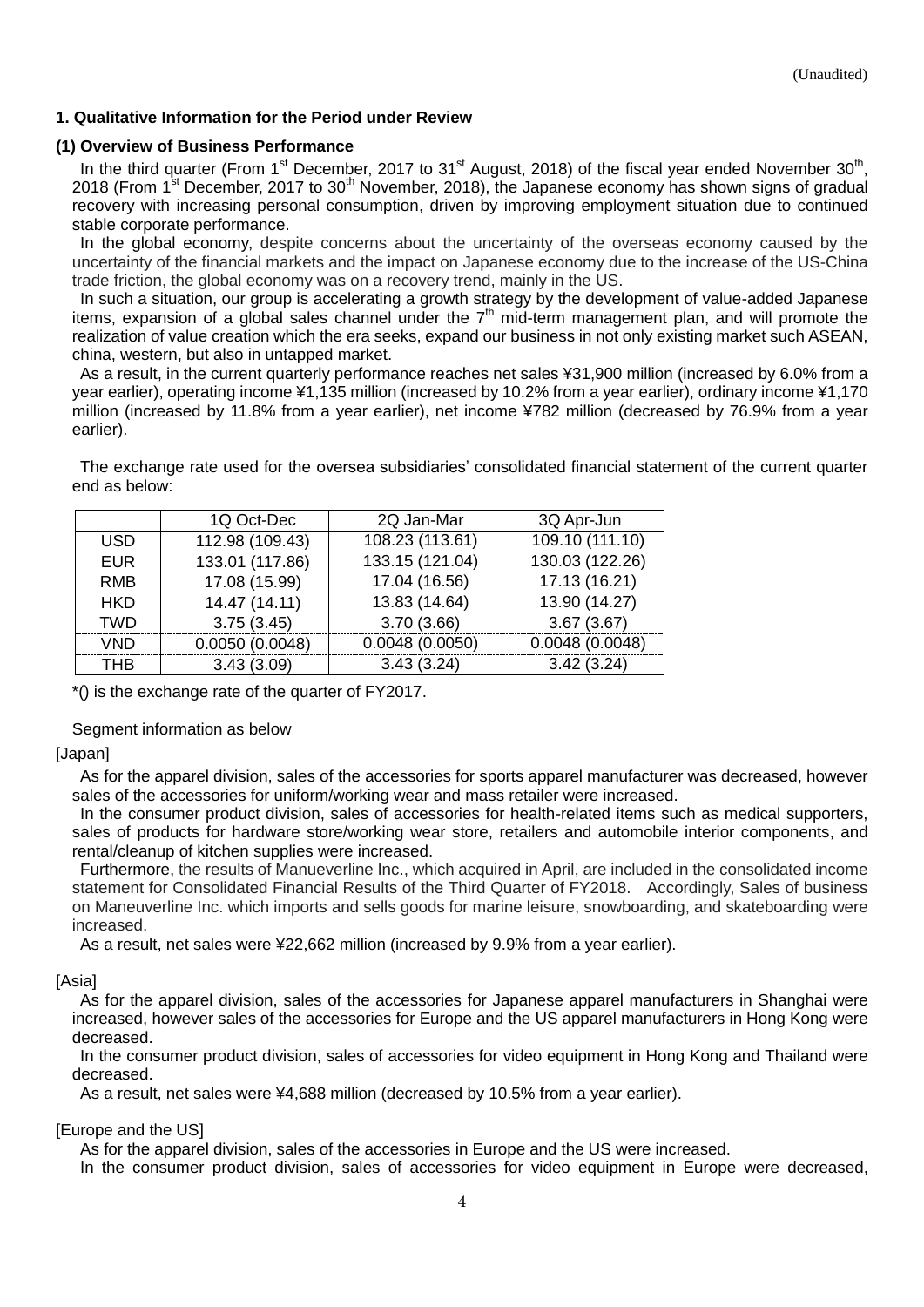(Unaudited)

## 1. Qualitative Information for the Period under Review

### (1) Overview of Business Performance

In the third quarter (From 1st December, 2017 to 31st August, 2018) of the fiscal year ended November 30th, 2018 (From 1st December, 2017 to 30th November, 2018), the Japanese economy has shown signs of gradual recovery with increasing personal consumption, driven by improving employment situation due to continued stable corporate performance.

In the global economy, despite concerns about the uncertainty of the overseas economy caused by the uncertainty of the financial markets and the impact on Japanese economy due to the increase of the US-China trade friction, the global economy was on a recovery trend, mainly in the US.

In such a situation, our group is accelerating a growth strategy by the development of value-added Japanese items, expansion of a global sales channel under the 7th mid-term management plan, and will promote the realization of value creation which the era seeks, expand our business in not only existing market such ASEAN, china, western, but also in untapped market.

As a result, in the current quarterly performance reaches net sales ¥31,900 million (increased by 6.0% from a year earlier), operating income ¥1,135 million (increased by 10.2% from a year earlier), ordinary income ¥1,170 million (increased by 11.8% from a year earlier), net income ¥782 million (decreased by 76.9% from a year earlier).

The exchange rate used for the oversea subsidiaries' consolidated financial statement of the current quarter end as below:

| | 1Q Oct-Dec | 2Q Jan-Mar | 3Q Apr-Jun |
|---|---|---|---|
| USD | 112.98 (109.43) | 108.23 (113.61) | 109.10 (111.10) |
| EUR | 133.01 (117.86) | 133.15 (121.04) | 130.03 (122.26) |
| RMB | 17.08 (15.99) | 17.04 (16.56) | 17.13 (16.21) |
| HKD | 14.47 (14.11) | 13.83 (14.64) | 13.90 (14.27) |
| TWD | 3.75 (3.45) | 3.70 (3.66) | 3.67 (3.67) |
| VND | 0.0050 (0.0048) | 0.0048 (0.0050) | 0.0048 (0.0048) |
| THB | 3.43 (3.09) | 3.43 (3.24) | 3.42 (3.24) |

*() is the exchange rate of the quarter of FY2017.

Segment information as below

[Japan]

As for the apparel division, sales of the accessories for sports apparel manufacturer was decreased, however sales of the accessories for uniform/working wear and mass retailer were increased.

In the consumer product division, sales of accessories for health-related items such as medical supporters, sales of products for hardware store/working wear store, retailers and automobile interior components, and rental/cleanup of kitchen supplies were increased.

Furthermore, the results of Manueverline Inc., which acquired in April, are included in the consolidated income statement for Consolidated Financial Results of the Third Quarter of FY2018. Accordingly, Sales of business on Maneuverline Inc. which imports and sells goods for marine leisure, snowboarding, and skateboarding were increased.

As a result, net sales were ¥22,662 million (increased by 9.9% from a year earlier).

[Asia]

As for the apparel division, sales of the accessories for Japanese apparel manufacturers in Shanghai were increased, however sales of the accessories for Europe and the US apparel manufacturers in Hong Kong were decreased.

In the consumer product division, sales of accessories for video equipment in Hong Kong and Thailand were decreased.

As a result, net sales were ¥4,688 million (decreased by 10.5% from a year earlier).

[Europe and the US]

As for the apparel division, sales of the accessories in Europe and the US were increased.

In the consumer product division, sales of accessories for video equipment in Europe were decreased,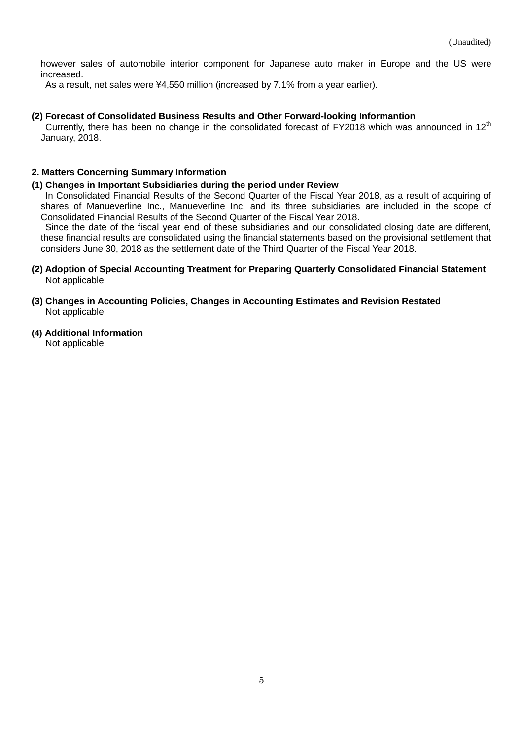however sales of automobile interior component for Japanese auto maker in Europe and the US were increased.

As a result, net sales were ¥4,550 million (increased by 7.1% from a year earlier).

**(2) Forecast of Consolidated Business Results and Other Forward-looking Informantion**

Currently, there has been no change in the consolidated forecast of FY2018 which was announced in 12th January, 2018.

**2. Matters Concerning Summary Information**

**(1) Changes in Important Subsidiaries during the period under Review**

In Consolidated Financial Results of the Second Quarter of the Fiscal Year 2018, as a result of acquiring of shares of Manueverline Inc., Manueverline Inc. and its three subsidiaries are included in the scope of Consolidated Financial Results of the Second Quarter of the Fiscal Year 2018.

Since the date of the fiscal year end of these subsidiaries and our consolidated closing date are different, these financial results are consolidated using the financial statements based on the provisional settlement that considers June 30, 2018 as the settlement date of the Third Quarter of the Fiscal Year 2018.

**(2) Adoption of Special Accounting Treatment for Preparing Quarterly Consolidated Financial Statement**

Not applicable

**(3) Changes in Accounting Policies, Changes in Accounting Estimates and Revision Restated**

Not applicable

**(4) Additional Information**

Not applicable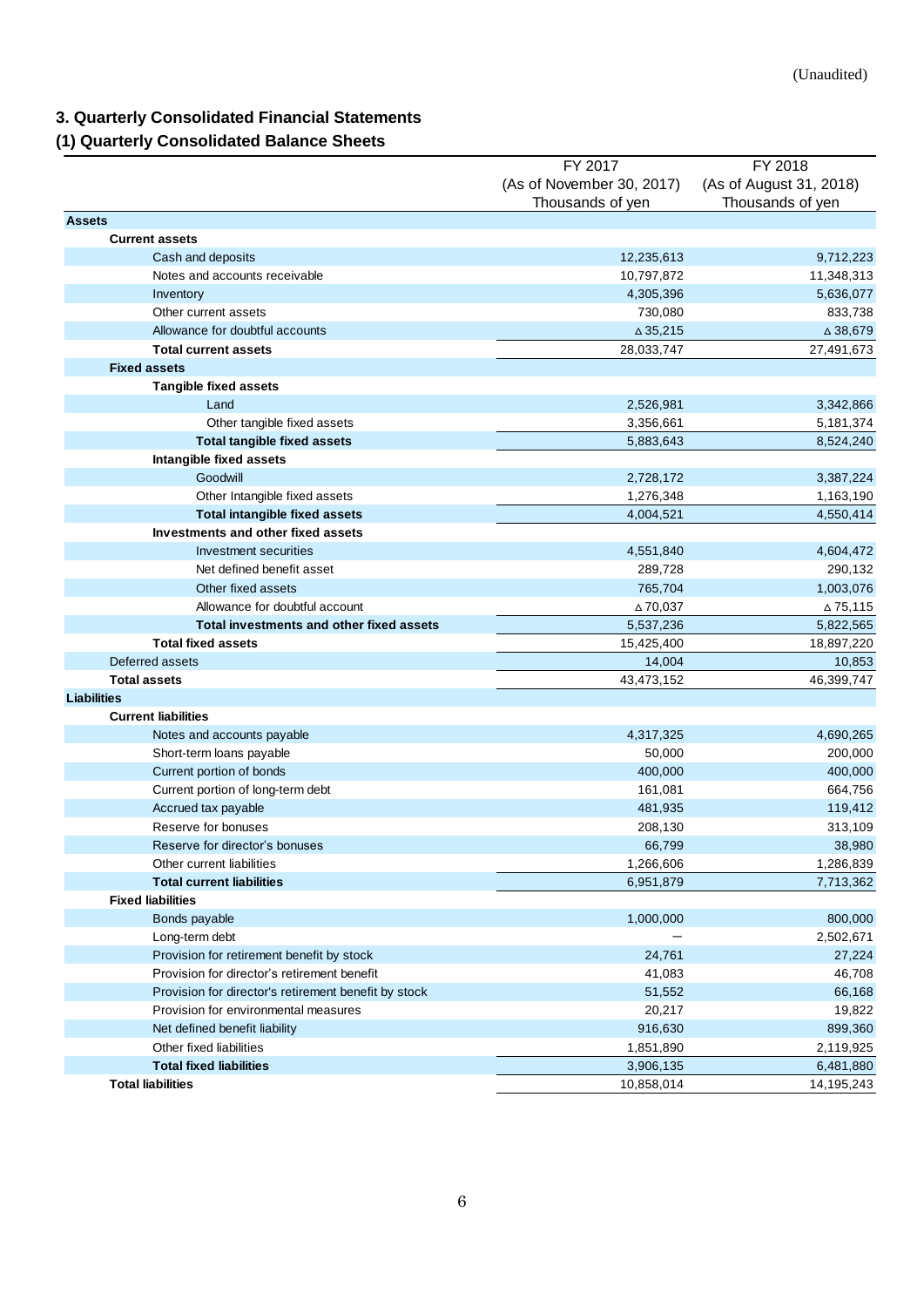(Unaudited)

## 3. Quarterly Consolidated Financial Statements

### (1) Quarterly Consolidated Balance Sheets

| | FY 2017 (As of November 30, 2017) Thousands of yen | FY 2018 (As of August 31, 2018) Thousands of yen |
|---|---|---|
| **Assets** | | |
| **Current assets** | | |
| Cash and deposits | 12,235,613 | 9,712,223 |
| Notes and accounts receivable | 10,797,872 | 11,348,313 |
| Inventory | 4,305,396 | 5,636,077 |
| Other current assets | 730,080 | 833,738 |
| Allowance for doubtful accounts | △35,215 | △38,679 |
| **Total current assets** | 28,033,747 | 27,491,673 |
| **Fixed assets** | | |
| **Tangible fixed assets** | | |
| Land | 2,526,981 | 3,342,866 |
| Other tangible fixed assets | 3,356,661 | 5,181,374 |
| **Total tangible fixed assets** | 5,883,643 | 8,524,240 |
| **Intangible fixed assets** | | |
| Goodwill | 2,728,172 | 3,387,224 |
| Other Intangible fixed assets | 1,276,348 | 1,163,190 |
| **Total intangible fixed assets** | 4,004,521 | 4,550,414 |
| **Investments and other fixed assets** | | |
| Investment securities | 4,551,840 | 4,604,472 |
| Net defined benefit asset | 289,728 | 290,132 |
| Other fixed assets | 765,704 | 1,003,076 |
| Allowance for doubtful account | △70,037 | △75,115 |
| **Total investments and other fixed assets** | 5,537,236 | 5,822,565 |
| **Total fixed assets** | 15,425,400 | 18,897,220 |
| Deferred assets | 14,004 | 10,853 |
| **Total assets** | 43,473,152 | 46,399,747 |
| **Liabilities** | | |
| **Current liabilities** | | |
| Notes and accounts payable | 4,317,325 | 4,690,265 |
| Short-term loans payable | 50,000 | 200,000 |
| Current portion of bonds | 400,000 | 400,000 |
| Current portion of long-term debt | 161,081 | 664,756 |
| Accrued tax payable | 481,935 | 119,412 |
| Reserve for bonuses | 208,130 | 313,109 |
| Reserve for director's bonuses | 66,799 | 38,980 |
| Other current liabilities | 1,266,606 | 1,286,839 |
| **Total current liabilities** | 6,951,879 | 7,713,362 |
| **Fixed liabilities** | | |
| Bonds payable | 1,000,000 | 800,000 |
| Long-term debt | — | 2,502,671 |
| Provision for retirement benefit by stock | 24,761 | 27,224 |
| Provision for director's retirement benefit | 41,083 | 46,708 |
| Provision for director's retirement benefit by stock | 51,552 | 66,168 |
| Provision for environmental measures | 20,217 | 19,822 |
| Net defined benefit liability | 916,630 | 899,360 |
| Other fixed liabilities | 1,851,890 | 2,119,925 |
| **Total fixed liabilities** | 3,906,135 | 6,481,880 |
| **Total liabilities** | 10,858,014 | 14,195,243 |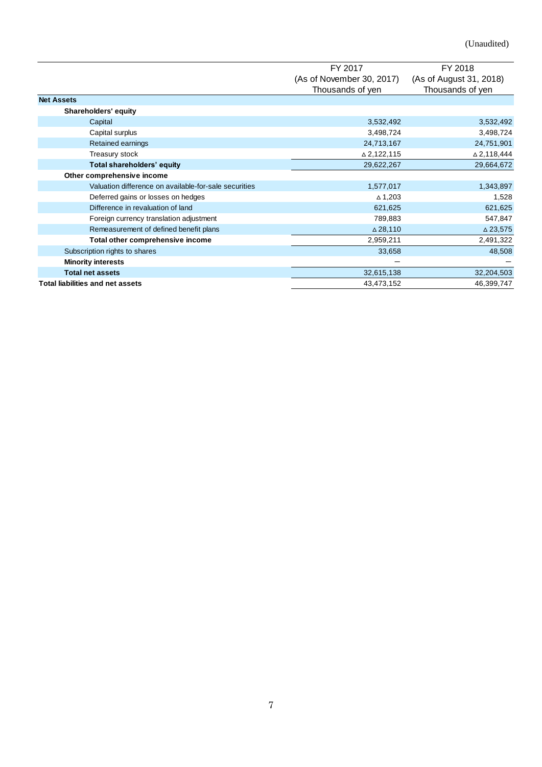(Unaudited)

| | FY 2017 (As of November 30, 2017) Thousands of yen | FY 2018 (As of August 31, 2018) Thousands of yen |
|---|---|---|
| **Net Assets** | | |
| **Shareholders' equity** | | |
| Capital | 3,532,492 | 3,532,492 |
| Capital surplus | 3,498,724 | 3,498,724 |
| Retained earnings | 24,713,167 | 24,751,901 |
| Treasury stock | △ 2,122,115 | △ 2,118,444 |
| **Total shareholders' equity** | 29,622,267 | 29,664,672 |
| **Other comprehensive income** | | |
| Valuation difference on available-for-sale securities | 1,577,017 | 1,343,897 |
| Deferred gains or losses on hedges | △ 1,203 | 1,528 |
| Difference in revaluation of land | 621,625 | 621,625 |
| Foreign currency translation adjustment | 789,883 | 547,847 |
| Remeasurement of defined benefit plans | △ 28,110 | △ 23,575 |
| **Total other comprehensive income** | 2,959,211 | 2,491,322 |
| Subscription rights to shares | 33,658 | 48,508 |
| **Minority interests** | ― | ― |
| **Total net assets** | 32,615,138 | 32,204,503 |
| **Total liabilities and net assets** | 43,473,152 | 46,399,747 |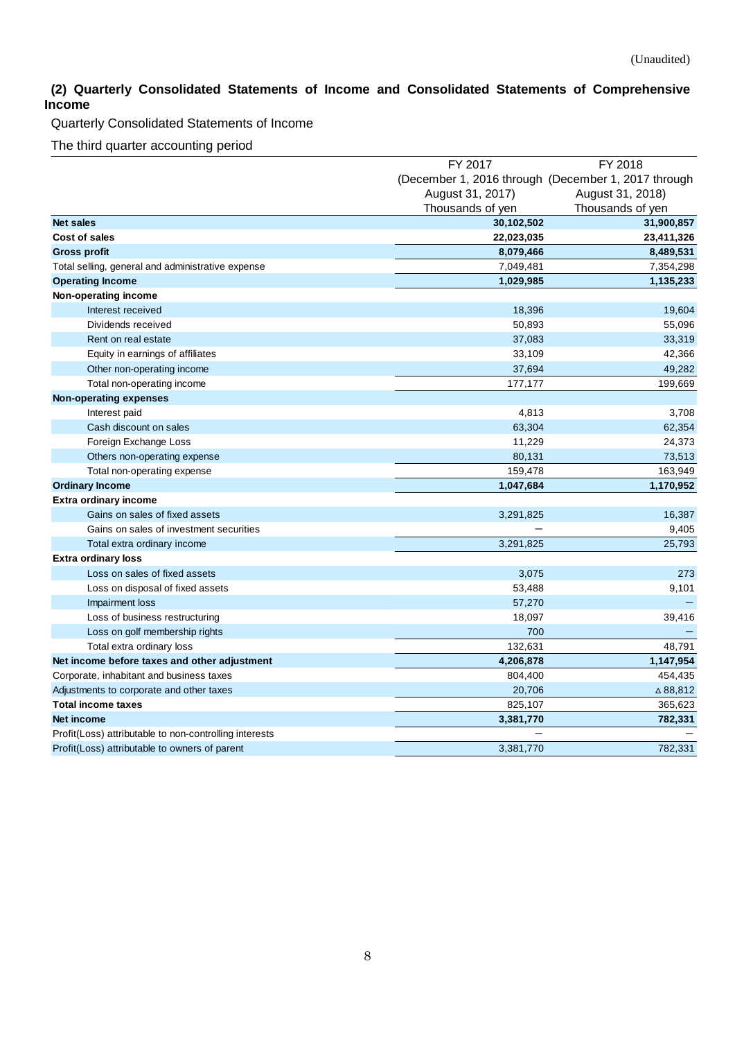(Unaudited)

## (2) Quarterly Consolidated Statements of Income and Consolidated Statements of Comprehensive Income

Quarterly Consolidated Statements of Income

The third quarter accounting period

| | FY 2017 (December 1, 2016 through August 31, 2017) Thousands of yen | FY 2018 (December 1, 2017 through August 31, 2018) Thousands of yen |
|---|---|---|
| **Net sales** | **30,102,502** | **31,900,857** |
| **Cost of sales** | **22,023,035** | **23,411,326** |
| **Gross profit** | **8,079,466** | **8,489,531** |
| Total selling, general and administrative expense | 7,049,481 | 7,354,298 |
| **Operating Income** | **1,029,985** | **1,135,233** |
| **Non-operating income** | | |
| Interest received | 18,396 | 19,604 |
| Dividends received | 50,893 | 55,096 |
| Rent on real estate | 37,083 | 33,319 |
| Equity in earnings of affiliates | 33,109 | 42,366 |
| Other non-operating income | 37,694 | 49,282 |
| Total non-operating income | 177,177 | 199,669 |
| **Non-operating expenses** | | |
| Interest paid | 4,813 | 3,708 |
| Cash discount on sales | 63,304 | 62,354 |
| Foreign Exchange Loss | 11,229 | 24,373 |
| Others non-operating expense | 80,131 | 73,513 |
| Total non-operating expense | 159,478 | 163,949 |
| **Ordinary Income** | **1,047,684** | **1,170,952** |
| **Extra ordinary income** | | |
| Gains on sales of fixed assets | 3,291,825 | 16,387 |
| Gains on sales of investment securities | ― | 9,405 |
| Total extra ordinary income | 3,291,825 | 25,793 |
| **Extra ordinary loss** | | |
| Loss on sales of fixed assets | 3,075 | 273 |
| Loss on disposal of fixed assets | 53,488 | 9,101 |
| Impairment loss | 57,270 | ― |
| Loss of business restructuring | 18,097 | 39,416 |
| Loss on golf membership rights | 700 | ― |
| Total extra ordinary loss | 132,631 | 48,791 |
| **Net income before taxes and other adjustment** | **4,206,878** | **1,147,954** |
| Corporate, inhabitant and business taxes | 804,400 | 454,435 |
| Adjustments to corporate and other taxes | 20,706 | △88,812 |
| **Total income taxes** | 825,107 | 365,623 |
| **Net income** | **3,381,770** | **782,331** |
| Profit(Loss) attributable to non-controlling interests | ― | ― |
| Profit(Loss) attributable to owners of parent | 3,381,770 | 782,331 |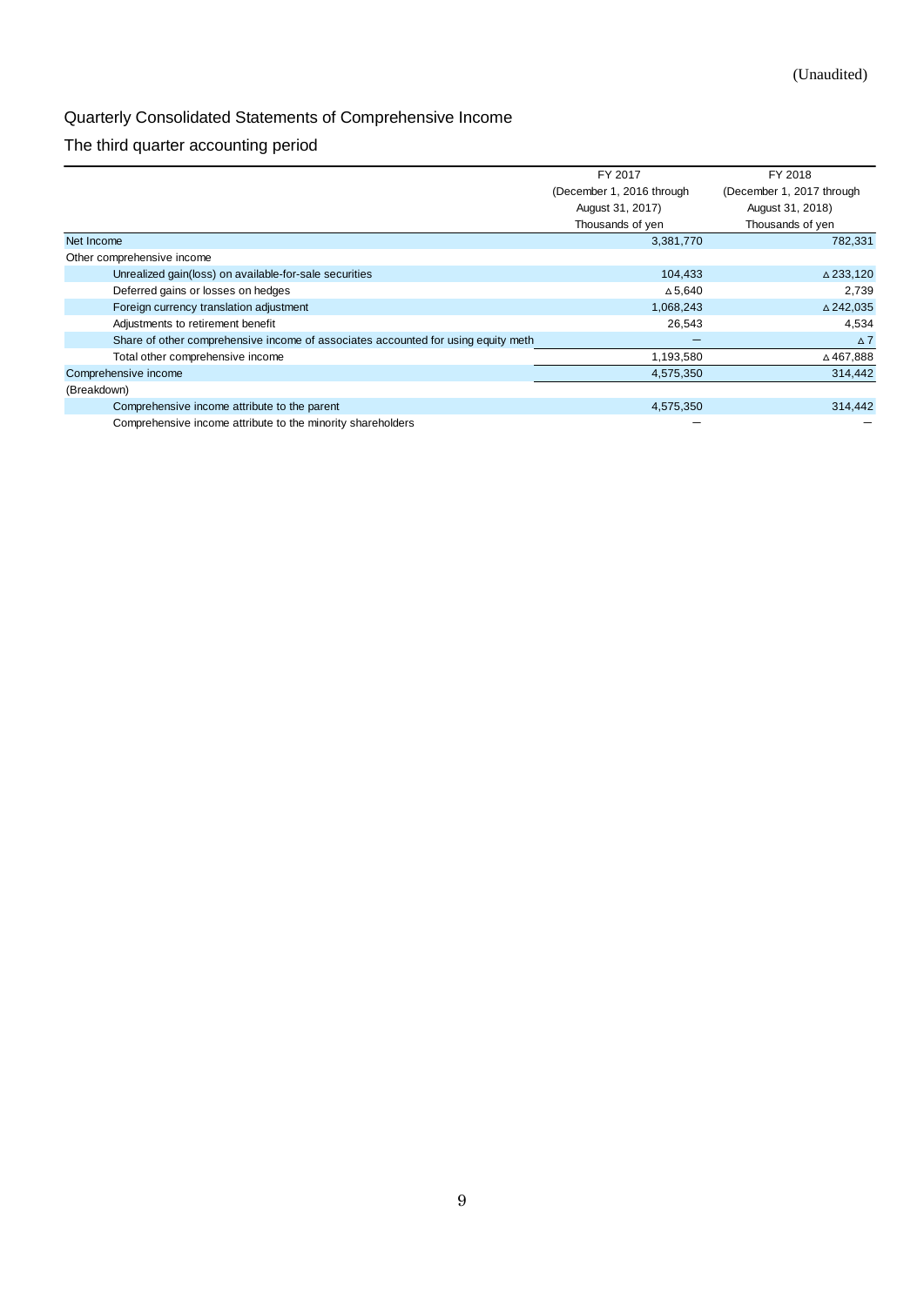(Unaudited)

## Quarterly Consolidated Statements of Comprehensive Income

### The third quarter accounting period

| | FY 2017 (December 1, 2016 through August 31, 2017) Thousands of yen | FY 2018 (December 1, 2017 through August 31, 2018) Thousands of yen |
|---|---|---|
| Net Income | 3,381,770 | 782,331 |
| Other comprehensive income | | |
| Unrealized gain(loss) on available-for-sale securities | 104,433 | △233,120 |
| Deferred gains or losses on hedges | △5,640 | 2,739 |
| Foreign currency translation adjustment | 1,068,243 | △242,035 |
| Adjustments to retirement benefit | 26,543 | 4,534 |
| Share of other comprehensive income of associates accounted for using equity meth | ― | △7 |
| Total other comprehensive income | 1,193,580 | △467,888 |
| Comprehensive income | 4,575,350 | 314,442 |
| (Breakdown) | | |
| Comprehensive income attribute to the parent | 4,575,350 | 314,442 |
| Comprehensive income attribute to the minority shareholders | ― | ― |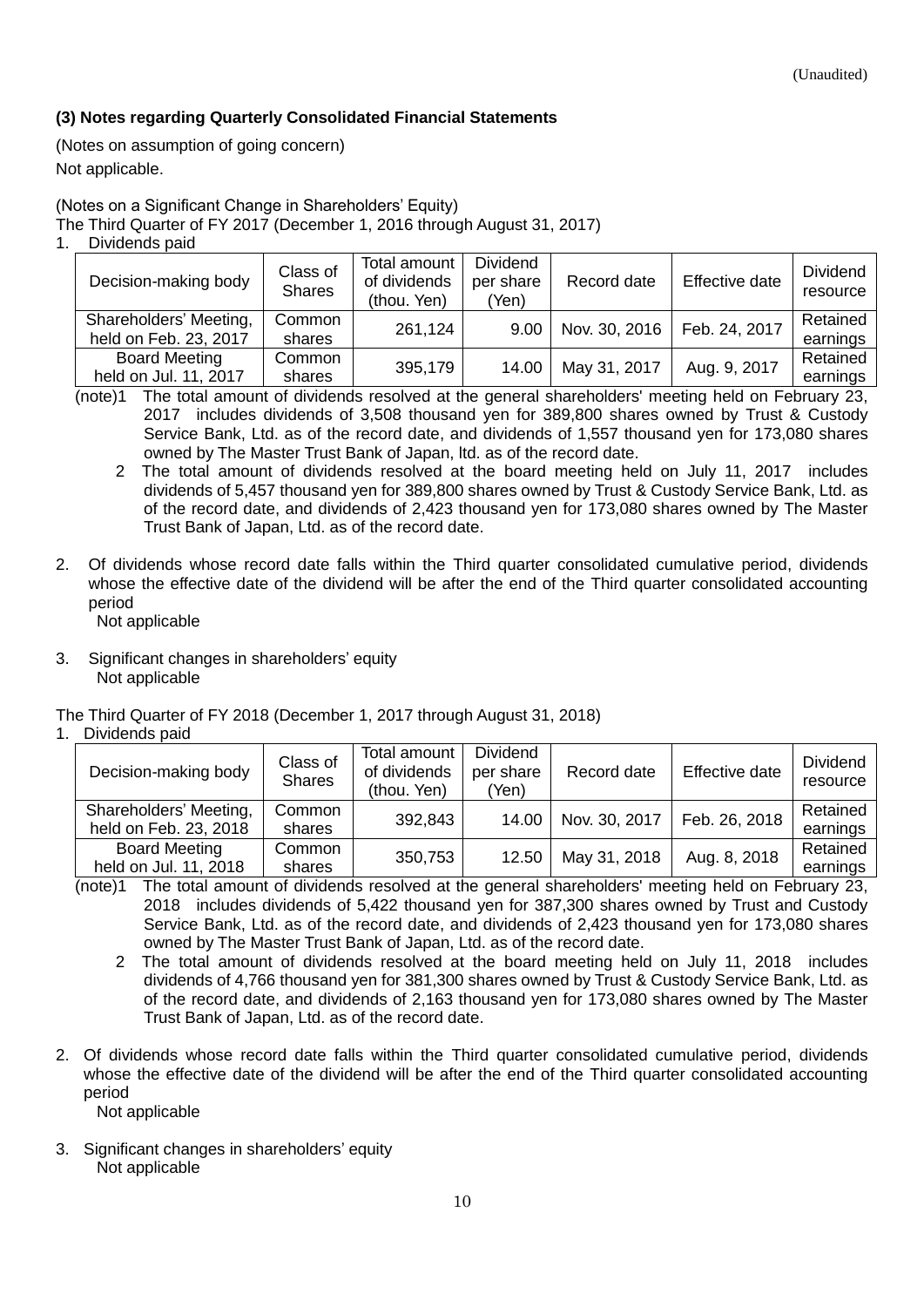(Unaudited)

### (3) Notes regarding Quarterly Consolidated Financial Statements

(Notes on assumption of going concern)

Not applicable.

(Notes on a Significant Change in Shareholders' Equity)

The Third Quarter of FY 2017 (December 1, 2016 through August 31, 2017)

1. Dividends paid

| Decision-making body | Class of Shares | Total amount of dividends (thou. Yen) | Dividend per share (Yen) | Record date | Effective date | Dividend resource |
|---|---|---|---|---|---|---|
| Shareholders' Meeting, held on Feb. 23, 2017 | Common shares | 261,124 | 9.00 | Nov. 30, 2016 | Feb. 24, 2017 | Retained earnings |
| Board Meeting held on Jul. 11, 2017 | Common shares | 395,179 | 14.00 | May 31, 2017 | Aug. 9, 2017 | Retained earnings |

(note)1 The total amount of dividends resolved at the general shareholders' meeting held on February 23, 2017 includes dividends of 3,508 thousand yen for 389,800 shares owned by Trust & Custody Service Bank, Ltd. as of the record date, and dividends of 1,557 thousand yen for 173,080 shares owned by The Master Trust Bank of Japan, ltd. as of the record date.

2 The total amount of dividends resolved at the board meeting held on July 11, 2017 includes dividends of 5,457 thousand yen for 389,800 shares owned by Trust & Custody Service Bank, Ltd. as of the record date, and dividends of 2,423 thousand yen for 173,080 shares owned by The Master Trust Bank of Japan, Ltd. as of the record date.

2. Of dividends whose record date falls within the Third quarter consolidated cumulative period, dividends whose the effective date of the dividend will be after the end of the Third quarter consolidated accounting period

   Not applicable

3. Significant changes in shareholders' equity

   Not applicable

The Third Quarter of FY 2018 (December 1, 2017 through August 31, 2018)

1. Dividends paid

| Decision-making body | Class of Shares | Total amount of dividends (thou. Yen) | Dividend per share (Yen) | Record date | Effective date | Dividend resource |
|---|---|---|---|---|---|---|
| Shareholders' Meeting, held on Feb. 23, 2018 | Common shares | 392,843 | 14.00 | Nov. 30, 2017 | Feb. 26, 2018 | Retained earnings |
| Board Meeting held on Jul. 11, 2018 | Common shares | 350,753 | 12.50 | May 31, 2018 | Aug. 8, 2018 | Retained earnings |

(note)1 The total amount of dividends resolved at the general shareholders' meeting held on February 23, 2018 includes dividends of 5,422 thousand yen for 387,300 shares owned by Trust and Custody Service Bank, Ltd. as of the record date, and dividends of 2,423 thousand yen for 173,080 shares owned by The Master Trust Bank of Japan, Ltd. as of the record date.

2 The total amount of dividends resolved at the board meeting held on July 11, 2018 includes dividends of 4,766 thousand yen for 381,300 shares owned by Trust & Custody Service Bank, Ltd. as of the record date, and dividends of 2,163 thousand yen for 173,080 shares owned by The Master Trust Bank of Japan, Ltd. as of the record date.

2. Of dividends whose record date falls within the Third quarter consolidated cumulative period, dividends whose the effective date of the dividend will be after the end of the Third quarter consolidated accounting period

   Not applicable

3. Significant changes in shareholders' equity

   Not applicable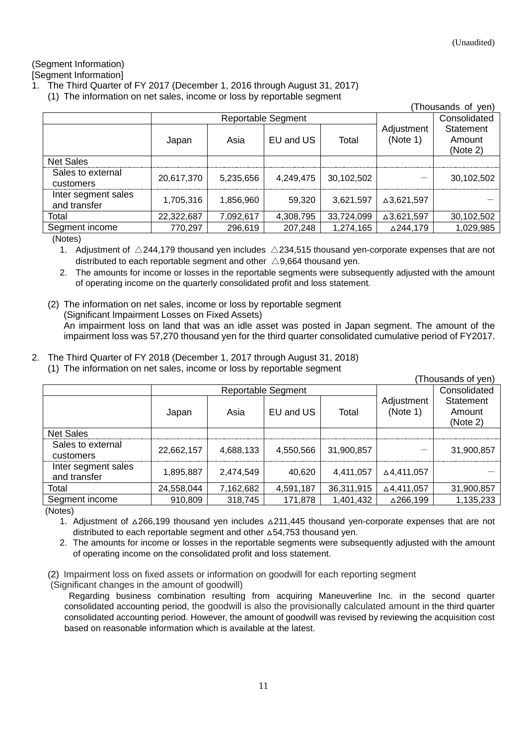(Unaudited)

(Segment Information)
[Segment Information]

1. The Third Quarter of FY 2017 (December 1, 2016 through August 31, 2017)
   (1) The information on net sales, income or loss by reportable segment

(Thousands of yen)

| | Reportable Segment | | | | Adjustment (Note 1) | Consolidated Statement Amount (Note 2) |
|---|---|---|---|---|---|---|
| | Japan | Asia | EU and US | Total | | |
| Net Sales | | | | | | |
| Sales to external customers | 20,617,370 | 5,235,656 | 4,249,475 | 30,102,502 | － | 30,102,502 |
| Inter segment sales and transfer | 1,705,316 | 1,856,960 | 59,320 | 3,621,597 | △3,621,597 | － |
| Total | 22,322,687 | 7,092,617 | 4,308,795 | 33,724,099 | △3,621,597 | 30,102,502 |
| Segment income | 770,297 | 296,619 | 207,248 | 1,274,165 | △244,179 | 1,029,985 |

(Notes)

1. Adjustment of △244,179 thousand yen includes △234,515 thousand yen-corporate expenses that are not distributed to each reportable segment and other △9,664 thousand yen.
2. The amounts for income or losses in the reportable segments were subsequently adjusted with the amount of operating income on the quarterly consolidated profit and loss statement.

(2) The information on net sales, income or loss by reportable segment
(Significant Impairment Losses on Fixed Assets)
An impairment loss on land that was an idle asset was posted in Japan segment. The amount of the impairment loss was 57,270 thousand yen for the third quarter consolidated cumulative period of FY2017.

2. The Third Quarter of FY 2018 (December 1, 2017 through August 31, 2018)
   (1) The information on net sales, income or loss by reportable segment

(Thousands of yen)

| | Reportable Segment | | | | Adjustment (Note 1) | Consolidated Statement Amount (Note 2) |
|---|---|---|---|---|---|---|
| | Japan | Asia | EU and US | Total | | |
| Net Sales | | | | | | |
| Sales to external customers | 22,662,157 | 4,688,133 | 4,550,566 | 31,900,857 | － | 31,900,857 |
| Inter segment sales and transfer | 1,895,887 | 2,474,549 | 40,620 | 4,411,057 | △4,411,057 | － |
| Total | 24,558,044 | 7,162,682 | 4,591,187 | 36,311,915 | △4,411,057 | 31,900,857 |
| Segment income | 910,809 | 318,745 | 171,878 | 1,401,432 | △266,199 | 1,135,233 |

(Notes)

1. Adjustment of △266,199 thousand yen includes △211,445 thousand yen-corporate expenses that are not distributed to each reportable segment and other △54,753 thousand yen.
2. The amounts for income or losses in the reportable segments were subsequently adjusted with the amount of operating income on the consolidated profit and loss statement.

(2) Impairment loss on fixed assets or information on goodwill for each reporting segment
(Significant changes in the amount of goodwill)
Regarding business combination resulting from acquiring Maneuverline Inc. in the second quarter consolidated accounting period, the goodwill is also the provisionally calculated amount in the third quarter consolidated accounting period. However, the amount of goodwill was revised by reviewing the acquisition cost based on reasonable information which is available at the latest.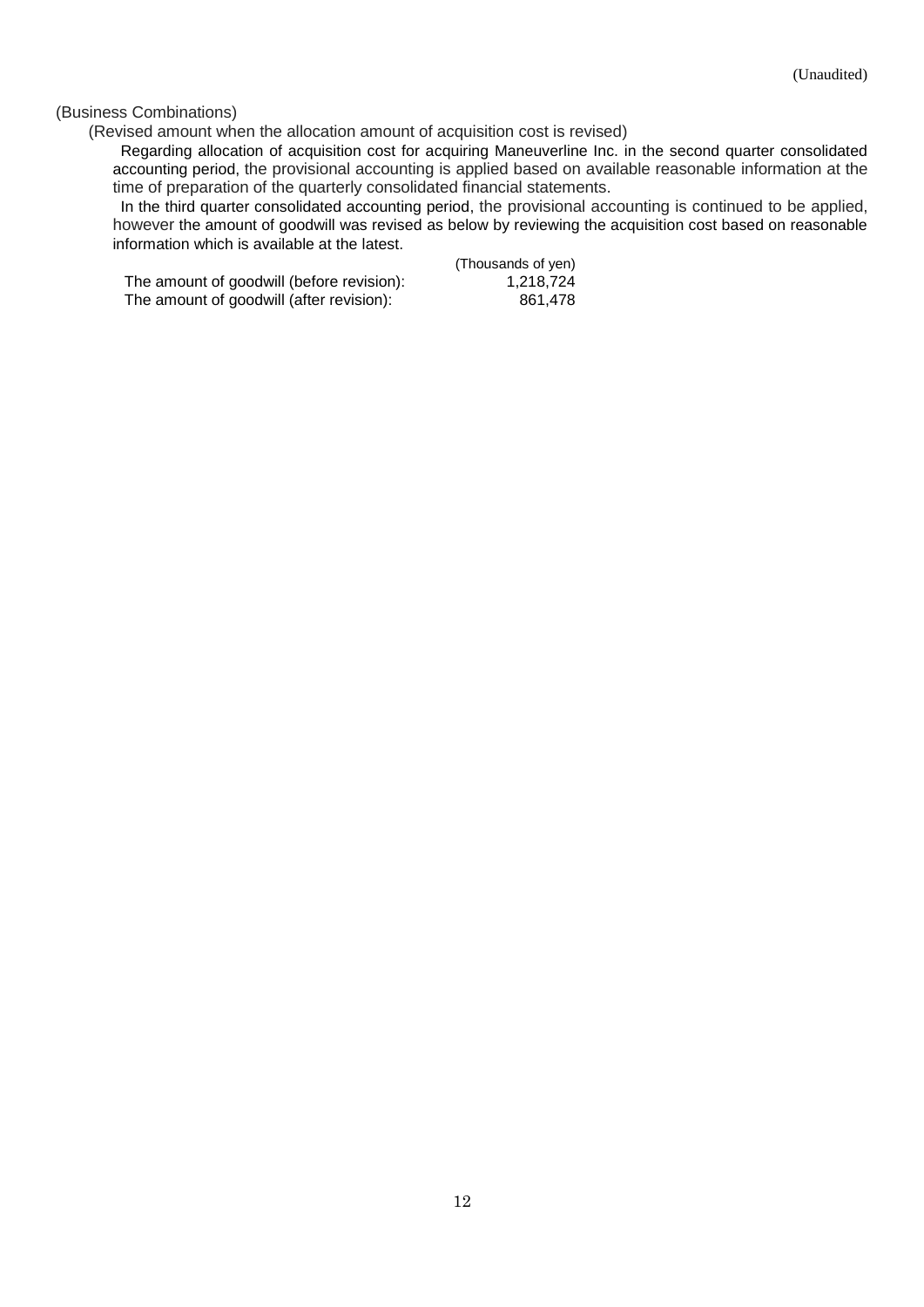(Unaudited)

(Business Combinations)

(Revised amount when the allocation amount of acquisition cost is revised)

Regarding allocation of acquisition cost for acquiring Maneuverline Inc. in the second quarter consolidated accounting period, the provisional accounting is applied based on available reasonable information at the time of preparation of the quarterly consolidated financial statements.

In the third quarter consolidated accounting period, the provisional accounting is continued to be applied, however the amount of goodwill was revised as below by reviewing the acquisition cost based on reasonable information which is available at the latest.

| | (Thousands of yen) |
|---|---|
| The amount of goodwill (before revision): | 1,218,724 |
| The amount of goodwill (after revision): | 861,478 |